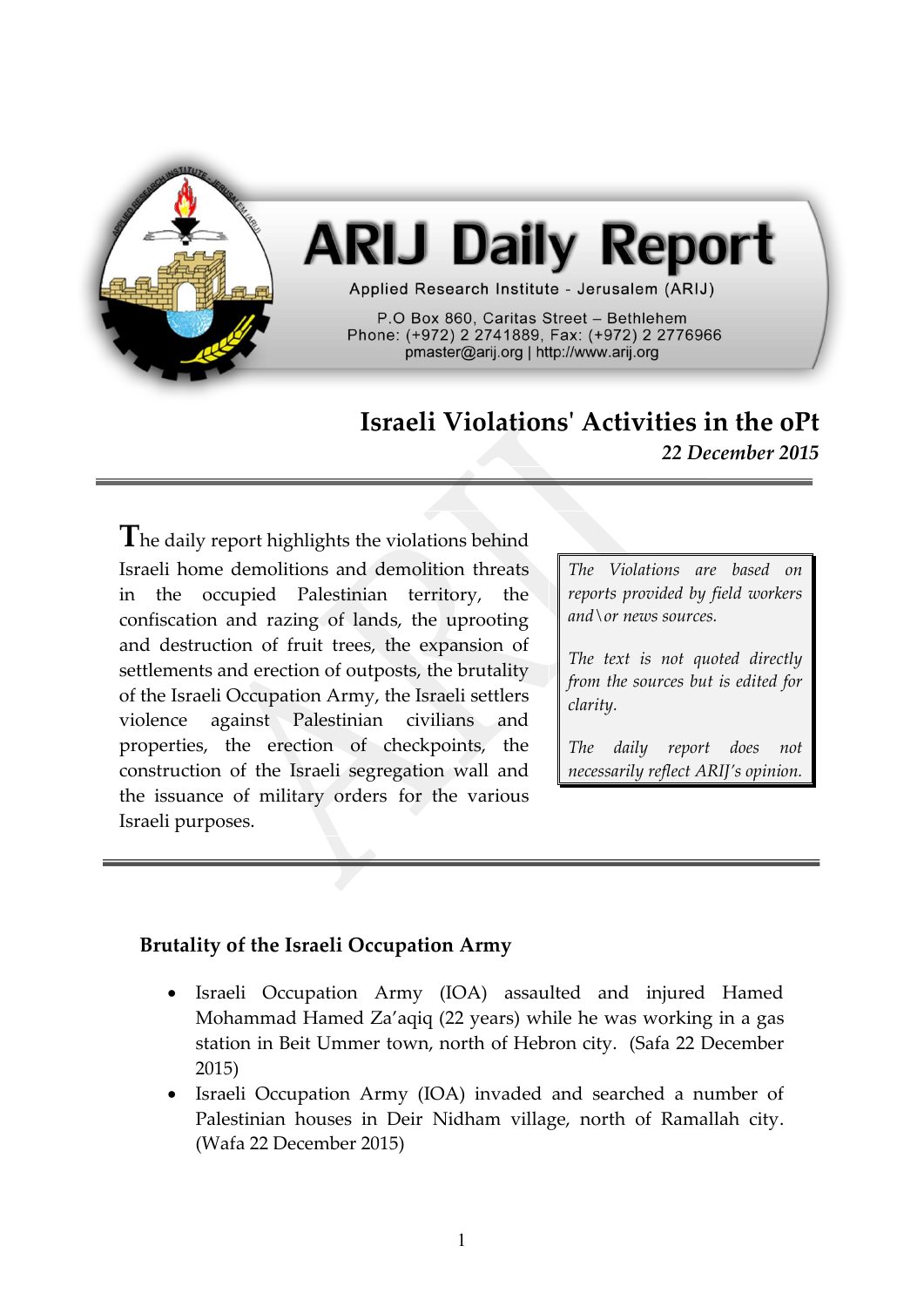# ARIJ Daily Report

Applied Research Institute - Jerusalem (ARIJ)

P.O Box 860, Caritas Street – Bethlehem
Phone: (+972) 2 2741889, Fax: (+972) 2 2776966
pmaster@arij.org | http://www.arij.org

## Israeli Violations' Activities in the oPt

*22 December 2015*

The daily report highlights the violations behind Israeli home demolitions and demolition threats in the occupied Palestinian territory, the confiscation and razing of lands, the uprooting and destruction of fruit trees, the expansion of settlements and erection of outposts, the brutality of the Israeli Occupation Army, the Israeli settlers violence against Palestinian civilians and properties, the erection of checkpoints, the construction of the Israeli segregation wall and the issuance of military orders for the various Israeli purposes.

*The Violations are based on reports provided by field workers and\or news sources.*

*The text is not quoted directly from the sources but is edited for clarity.*

*The daily report does not necessarily reflect ARIJ's opinion.*

### Brutality of the Israeli Occupation Army

- Israeli Occupation Army (IOA) assaulted and injured Hamed Mohammad Hamed Za'aqiq (22 years) while he was working in a gas station in Beit Ummer town, north of Hebron city. (Safa 22 December 2015)
- Israeli Occupation Army (IOA) invaded and searched a number of Palestinian houses in Deir Nidham village, north of Ramallah city. (Wafa 22 December 2015)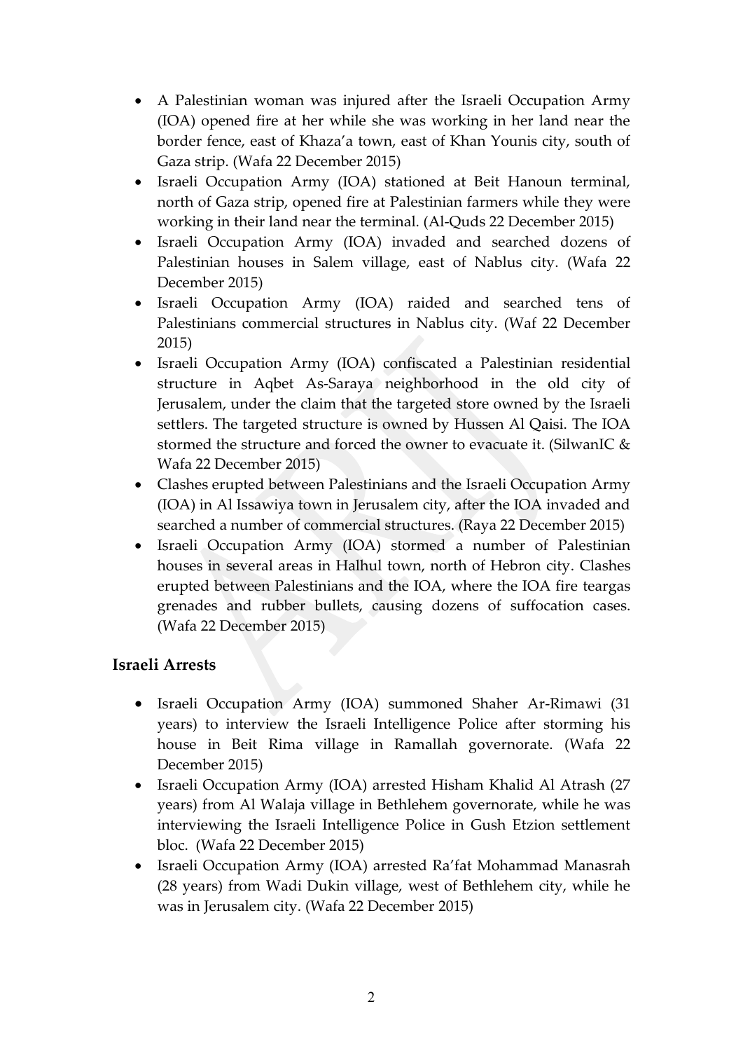- A Palestinian woman was injured after the Israeli Occupation Army (IOA) opened fire at her while she was working in her land near the border fence, east of Khaza'a town, east of Khan Younis city, south of Gaza strip. (Wafa 22 December 2015)
- Israeli Occupation Army (IOA) stationed at Beit Hanoun terminal, north of Gaza strip, opened fire at Palestinian farmers while they were working in their land near the terminal. (Al-Quds 22 December 2015)
- Israeli Occupation Army (IOA) invaded and searched dozens of Palestinian houses in Salem village, east of Nablus city. (Wafa 22 December 2015)
- Israeli Occupation Army (IOA) raided and searched tens of Palestinians commercial structures in Nablus city. (Waf 22 December 2015)
- Israeli Occupation Army (IOA) confiscated a Palestinian residential structure in Aqbet As-Saraya neighborhood in the old city of Jerusalem, under the claim that the targeted store owned by the Israeli settlers. The targeted structure is owned by Hussen Al Qaisi. The IOA stormed the structure and forced the owner to evacuate it. (SilwanIC & Wafa 22 December 2015)
- Clashes erupted between Palestinians and the Israeli Occupation Army (IOA) in Al Issawiya town in Jerusalem city, after the IOA invaded and searched a number of commercial structures. (Raya 22 December 2015)
- Israeli Occupation Army (IOA) stormed a number of Palestinian houses in several areas in Halhul town, north of Hebron city. Clashes erupted between Palestinians and the IOA, where the IOA fire teargas grenades and rubber bullets, causing dozens of suffocation cases. (Wafa 22 December 2015)

### Israeli Arrests

- Israeli Occupation Army (IOA) summoned Shaher Ar-Rimawi (31 years) to interview the Israeli Intelligence Police after storming his house in Beit Rima village in Ramallah governorate. (Wafa 22 December 2015)
- Israeli Occupation Army (IOA) arrested Hisham Khalid Al Atrash (27 years) from Al Walaja village in Bethlehem governorate, while he was interviewing the Israeli Intelligence Police in Gush Etzion settlement bloc. (Wafa 22 December 2015)
- Israeli Occupation Army (IOA) arrested Ra'fat Mohammad Manasrah (28 years) from Wadi Dukin village, west of Bethlehem city, while he was in Jerusalem city. (Wafa 22 December 2015)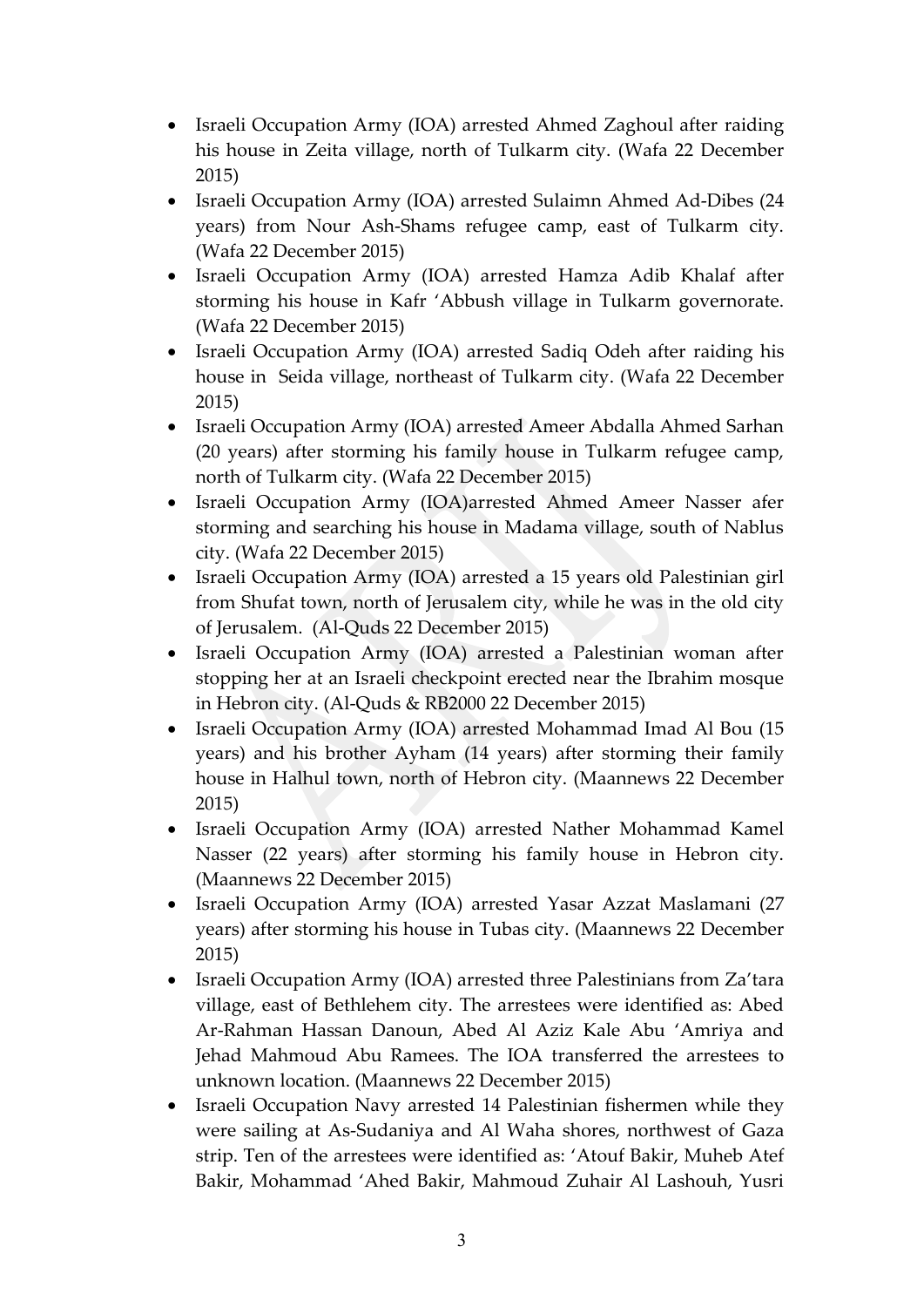- Israeli Occupation Army (IOA) arrested Ahmed Zaghoul after raiding his house in Zeita village, north of Tulkarm city. (Wafa 22 December 2015)
- Israeli Occupation Army (IOA) arrested Sulaimn Ahmed Ad-Dibes (24 years) from Nour Ash-Shams refugee camp, east of Tulkarm city. (Wafa 22 December 2015)
- Israeli Occupation Army (IOA) arrested Hamza Adib Khalaf after storming his house in Kafr 'Abbush village in Tulkarm governorate. (Wafa 22 December 2015)
- Israeli Occupation Army (IOA) arrested Sadiq Odeh after raiding his house in Seida village, northeast of Tulkarm city. (Wafa 22 December 2015)
- Israeli Occupation Army (IOA) arrested Ameer Abdalla Ahmed Sarhan (20 years) after storming his family house in Tulkarm refugee camp, north of Tulkarm city. (Wafa 22 December 2015)
- Israeli Occupation Army (IOA)arrested Ahmed Ameer Nasser afer storming and searching his house in Madama village, south of Nablus city. (Wafa 22 December 2015)
- Israeli Occupation Army (IOA) arrested a 15 years old Palestinian girl from Shufat town, north of Jerusalem city, while he was in the old city of Jerusalem. (Al-Quds 22 December 2015)
- Israeli Occupation Army (IOA) arrested a Palestinian woman after stopping her at an Israeli checkpoint erected near the Ibrahim mosque in Hebron city. (Al-Quds & RB2000 22 December 2015)
- Israeli Occupation Army (IOA) arrested Mohammad Imad Al Bou (15 years) and his brother Ayham (14 years) after storming their family house in Halhul town, north of Hebron city. (Maannews 22 December 2015)
- Israeli Occupation Army (IOA) arrested Nather Mohammad Kamel Nasser (22 years) after storming his family house in Hebron city. (Maannews 22 December 2015)
- Israeli Occupation Army (IOA) arrested Yasar Azzat Maslamani (27 years) after storming his house in Tubas city. (Maannews 22 December 2015)
- Israeli Occupation Army (IOA) arrested three Palestinians from Za'tara village, east of Bethlehem city. The arrestees were identified as: Abed Ar-Rahman Hassan Danoun, Abed Al Aziz Kale Abu 'Amriya and Jehad Mahmoud Abu Ramees. The IOA transferred the arrestees to unknown location. (Maannews 22 December 2015)
- Israeli Occupation Navy arrested 14 Palestinian fishermen while they were sailing at As-Sudaniya and Al Waha shores, northwest of Gaza strip. Ten of the arrestees were identified as: 'Atouf Bakir, Muheb Atef Bakir, Mohammad 'Ahed Bakir, Mahmoud Zuhair Al Lashouh, Yusri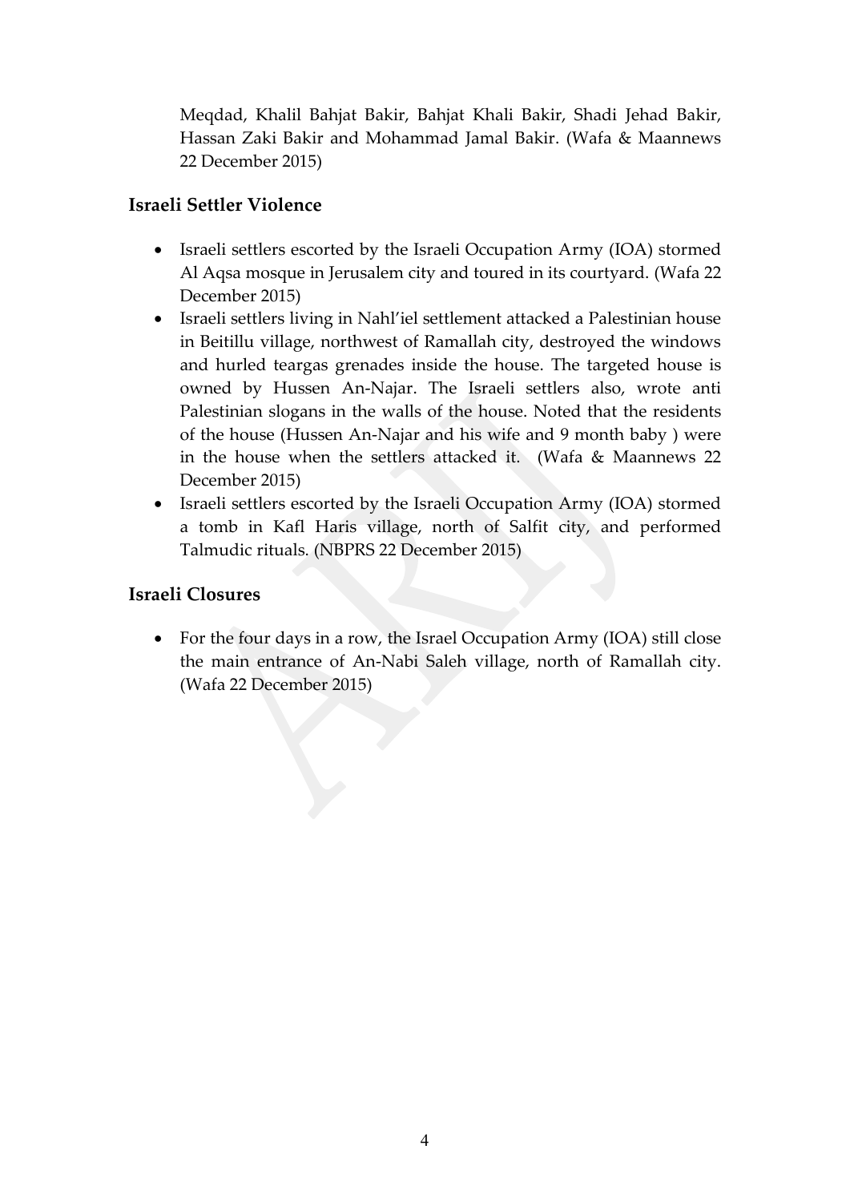Meqdad, Khalil Bahjat Bakir, Bahjat Khali Bakir, Shadi Jehad Bakir, Hassan Zaki Bakir and Mohammad Jamal Bakir. (Wafa & Maannews 22 December 2015)

### Israeli Settler Violence

- Israeli settlers escorted by the Israeli Occupation Army (IOA) stormed Al Aqsa mosque in Jerusalem city and toured in its courtyard. (Wafa 22 December 2015)
- Israeli settlers living in Nahl'iel settlement attacked a Palestinian house in Beitillu village, northwest of Ramallah city, destroyed the windows and hurled teargas grenades inside the house. The targeted house is owned by Hussen An-Najar. The Israeli settlers also, wrote anti Palestinian slogans in the walls of the house. Noted that the residents of the house (Hussen An-Najar and his wife and 9 month baby ) were in the house when the settlers attacked it. (Wafa & Maannews 22 December 2015)
- Israeli settlers escorted by the Israeli Occupation Army (IOA) stormed a tomb in Kafl Haris village, north of Salfit city, and performed Talmudic rituals. (NBPRS 22 December 2015)

### Israeli Closures

- For the four days in a row, the Israel Occupation Army (IOA) still close the main entrance of An-Nabi Saleh village, north of Ramallah city. (Wafa 22 December 2015)